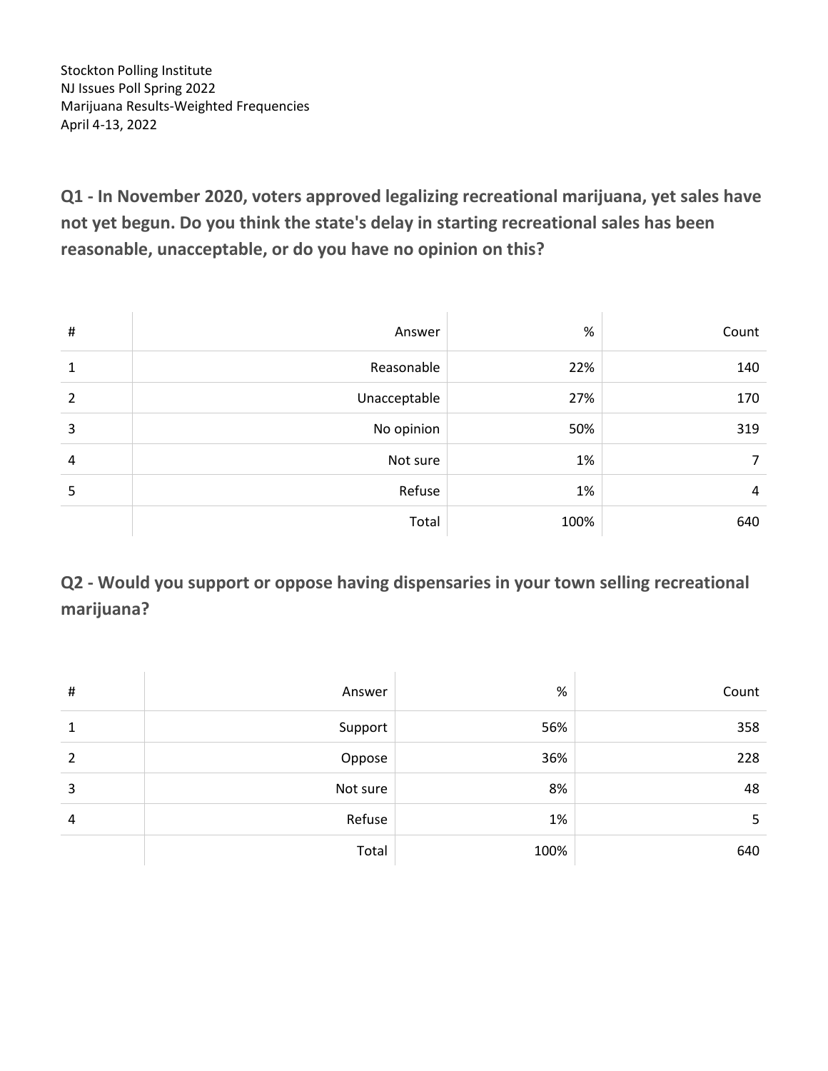Stockton Polling Institute
NJ Issues Poll Spring 2022
Marijuana Results-Weighted Frequencies
April 4-13, 2022

### Q1 - In November 2020, voters approved legalizing recreational marijuana, yet sales have not yet begun. Do you think the state's delay in starting recreational sales has been reasonable, unacceptable, or do you have no opinion on this?

| # | Answer | % | Count |
|---|---|---|---|
| 1 | Reasonable | 22% | 140 |
| 2 | Unacceptable | 27% | 170 |
| 3 | No opinion | 50% | 319 |
| 4 | Not sure | 1% | 7 |
| 5 | Refuse | 1% | 4 |
| | Total | 100% | 640 |

### Q2 - Would you support or oppose having dispensaries in your town selling recreational marijuana?

| # | Answer | % | Count |
|---|---|---|---|
| 1 | Support | 56% | 358 |
| 2 | Oppose | 36% | 228 |
| 3 | Not sure | 8% | 48 |
| 4 | Refuse | 1% | 5 |
| | Total | 100% | 640 |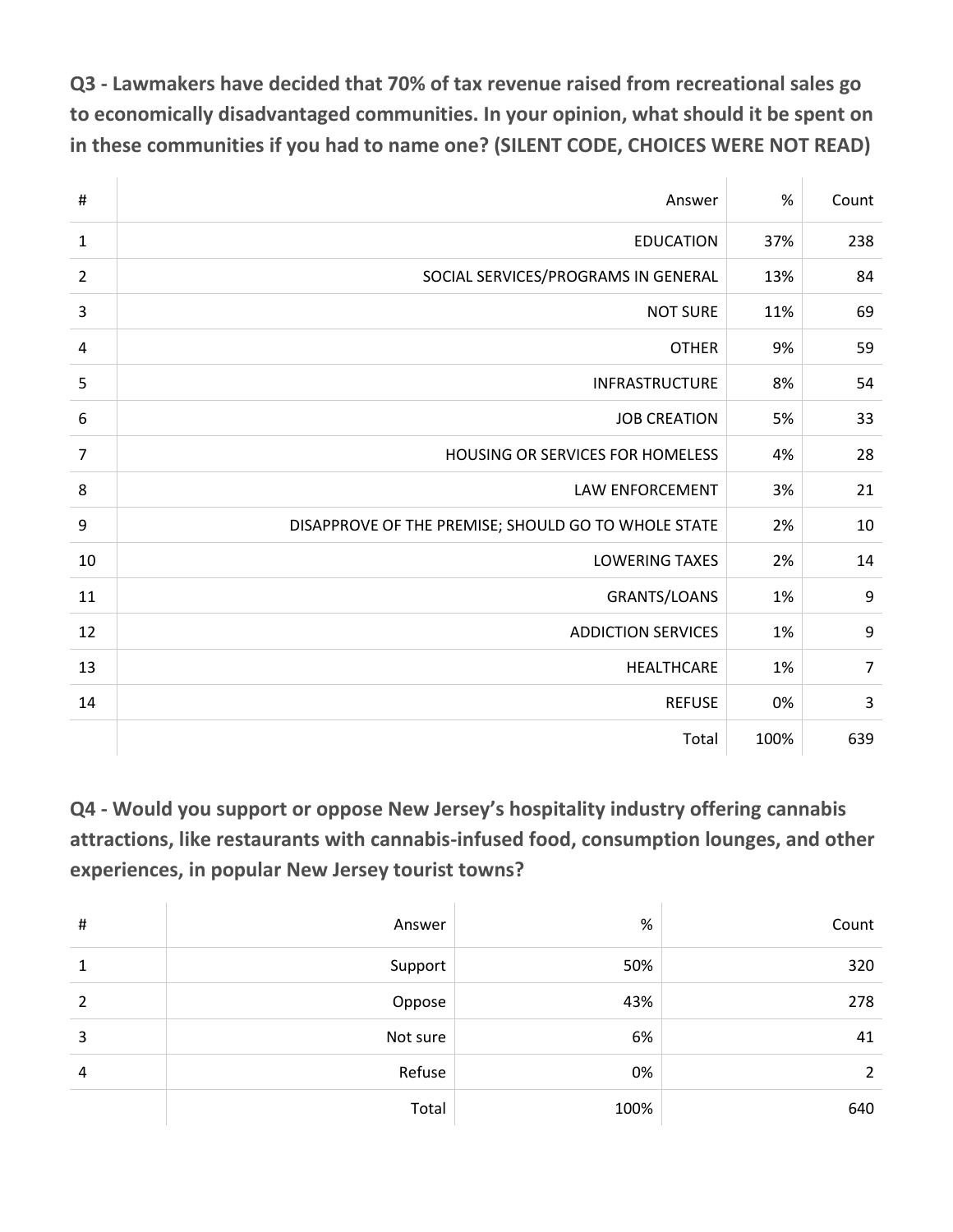**Q3 - Lawmakers have decided that 70% of tax revenue raised from recreational sales go to economically disadvantaged communities. In your opinion, what should it be spent on in these communities if you had to name one? (SILENT CODE, CHOICES WERE NOT READ)**

| # | Answer | % | Count |
|---|---|---|---|
| 1 | EDUCATION | 37% | 238 |
| 2 | SOCIAL SERVICES/PROGRAMS IN GENERAL | 13% | 84 |
| 3 | NOT SURE | 11% | 69 |
| 4 | OTHER | 9% | 59 |
| 5 | INFRASTRUCTURE | 8% | 54 |
| 6 | JOB CREATION | 5% | 33 |
| 7 | HOUSING OR SERVICES FOR HOMELESS | 4% | 28 |
| 8 | LAW ENFORCEMENT | 3% | 21 |
| 9 | DISAPPROVE OF THE PREMISE; SHOULD GO TO WHOLE STATE | 2% | 10 |
| 10 | LOWERING TAXES | 2% | 14 |
| 11 | GRANTS/LOANS | 1% | 9 |
| 12 | ADDICTION SERVICES | 1% | 9 |
| 13 | HEALTHCARE | 1% | 7 |
| 14 | REFUSE | 0% | 3 |
| | Total | 100% | 639 |

**Q4 - Would you support or oppose New Jersey's hospitality industry offering cannabis attractions, like restaurants with cannabis-infused food, consumption lounges, and other experiences, in popular New Jersey tourist towns?**

| # | Answer | % | Count |
|---|---|---|---|
| 1 | Support | 50% | 320 |
| 2 | Oppose | 43% | 278 |
| 3 | Not sure | 6% | 41 |
| 4 | Refuse | 0% | 2 |
| | Total | 100% | 640 |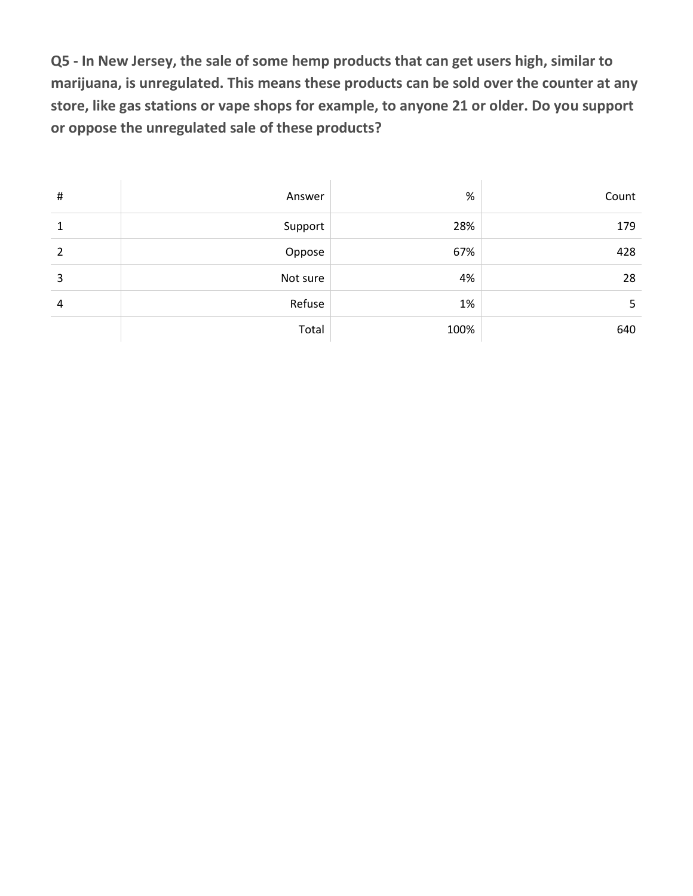**Q5 - In New Jersey, the sale of some hemp products that can get users high, similar to marijuana, is unregulated. This means these products can be sold over the counter at any store, like gas stations or vape shops for example, to anyone 21 or older. Do you support or oppose the unregulated sale of these products?**

| # | Answer | % | Count |
|---|---|---|---|
| 1 | Support | 28% | 179 |
| 2 | Oppose | 67% | 428 |
| 3 | Not sure | 4% | 28 |
| 4 | Refuse | 1% | 5 |
| | Total | 100% | 640 |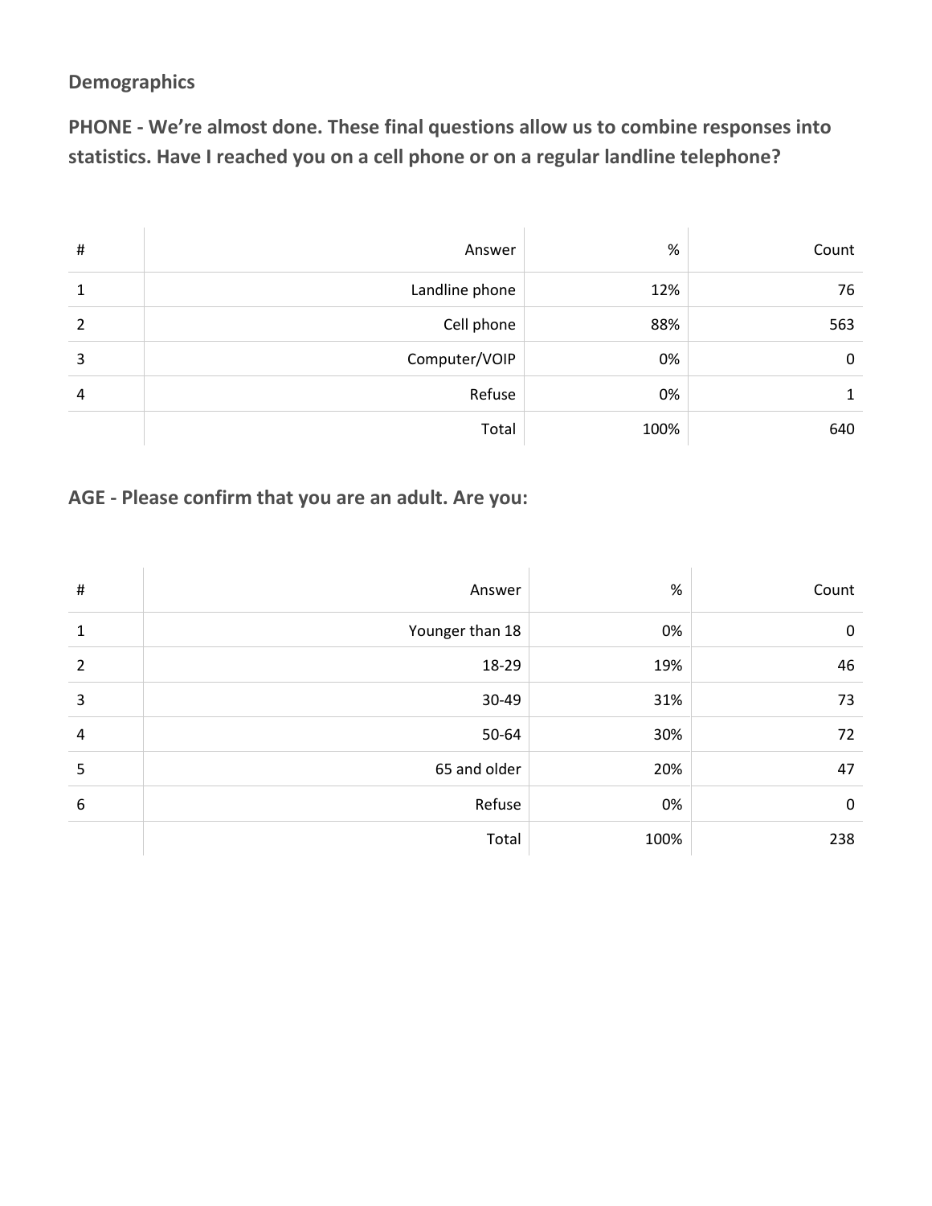## Demographics

### PHONE - We’re almost done. These final questions allow us to combine responses into statistics. Have I reached you on a cell phone or on a regular landline telephone?

| # | Answer | % | Count |
|---|---|---|---|
| 1 | Landline phone | 12% | 76 |
| 2 | Cell phone | 88% | 563 |
| 3 | Computer/VOIP | 0% | 0 |
| 4 | Refuse | 0% | 1 |
| | Total | 100% | 640 |

### AGE - Please confirm that you are an adult. Are you:

| # | Answer | % | Count |
|---|---|---|---|
| 1 | Younger than 18 | 0% | 0 |
| 2 | 18-29 | 19% | 46 |
| 3 | 30-49 | 31% | 73 |
| 4 | 50-64 | 30% | 72 |
| 5 | 65 and older | 20% | 47 |
| 6 | Refuse | 0% | 0 |
| | Total | 100% | 238 |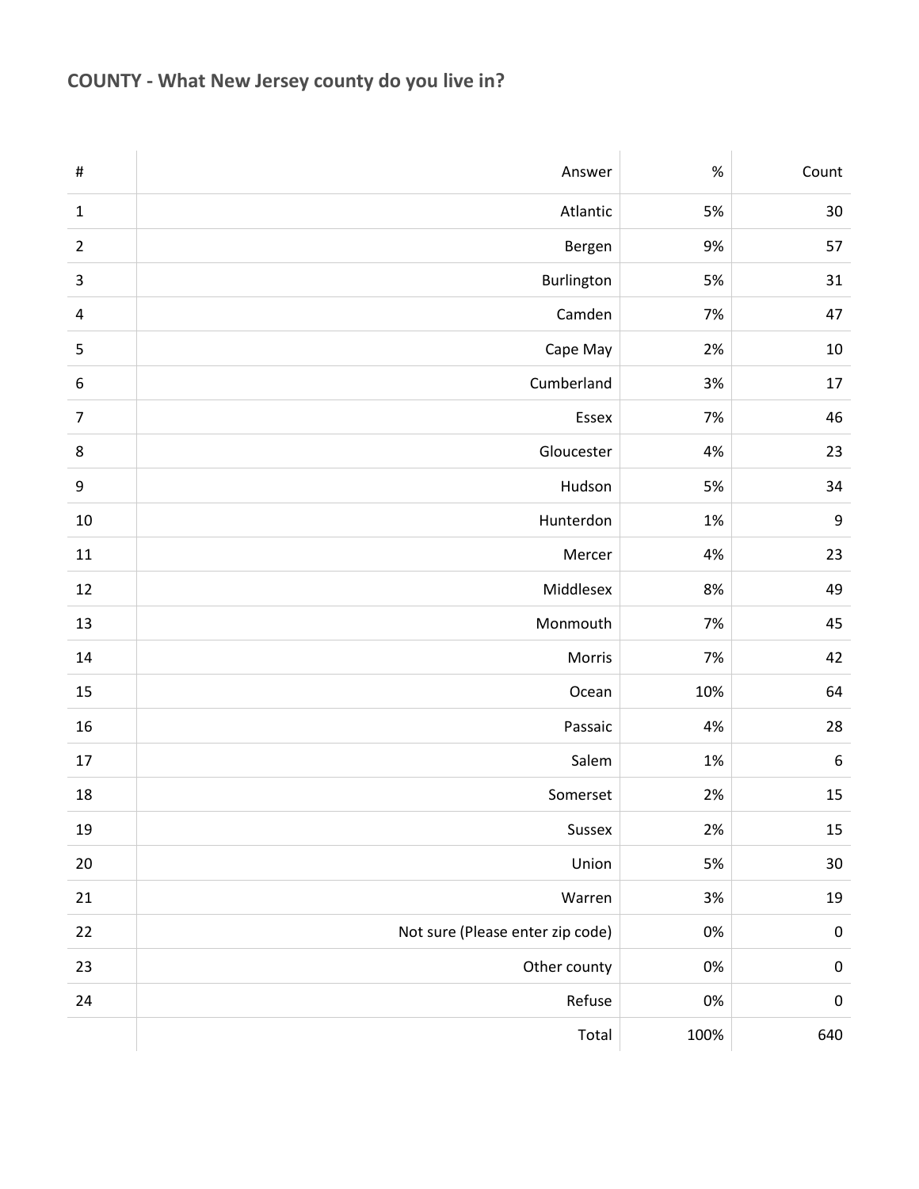## COUNTY - What New Jersey county do you live in?

| # | Answer | % | Count |
|---|---|---|---|
| 1 | Atlantic | 5% | 30 |
| 2 | Bergen | 9% | 57 |
| 3 | Burlington | 5% | 31 |
| 4 | Camden | 7% | 47 |
| 5 | Cape May | 2% | 10 |
| 6 | Cumberland | 3% | 17 |
| 7 | Essex | 7% | 46 |
| 8 | Gloucester | 4% | 23 |
| 9 | Hudson | 5% | 34 |
| 10 | Hunterdon | 1% | 9 |
| 11 | Mercer | 4% | 23 |
| 12 | Middlesex | 8% | 49 |
| 13 | Monmouth | 7% | 45 |
| 14 | Morris | 7% | 42 |
| 15 | Ocean | 10% | 64 |
| 16 | Passaic | 4% | 28 |
| 17 | Salem | 1% | 6 |
| 18 | Somerset | 2% | 15 |
| 19 | Sussex | 2% | 15 |
| 20 | Union | 5% | 30 |
| 21 | Warren | 3% | 19 |
| 22 | Not sure (Please enter zip code) | 0% | 0 |
| 23 | Other county | 0% | 0 |
| 24 | Refuse | 0% | 0 |
| | Total | 100% | 640 |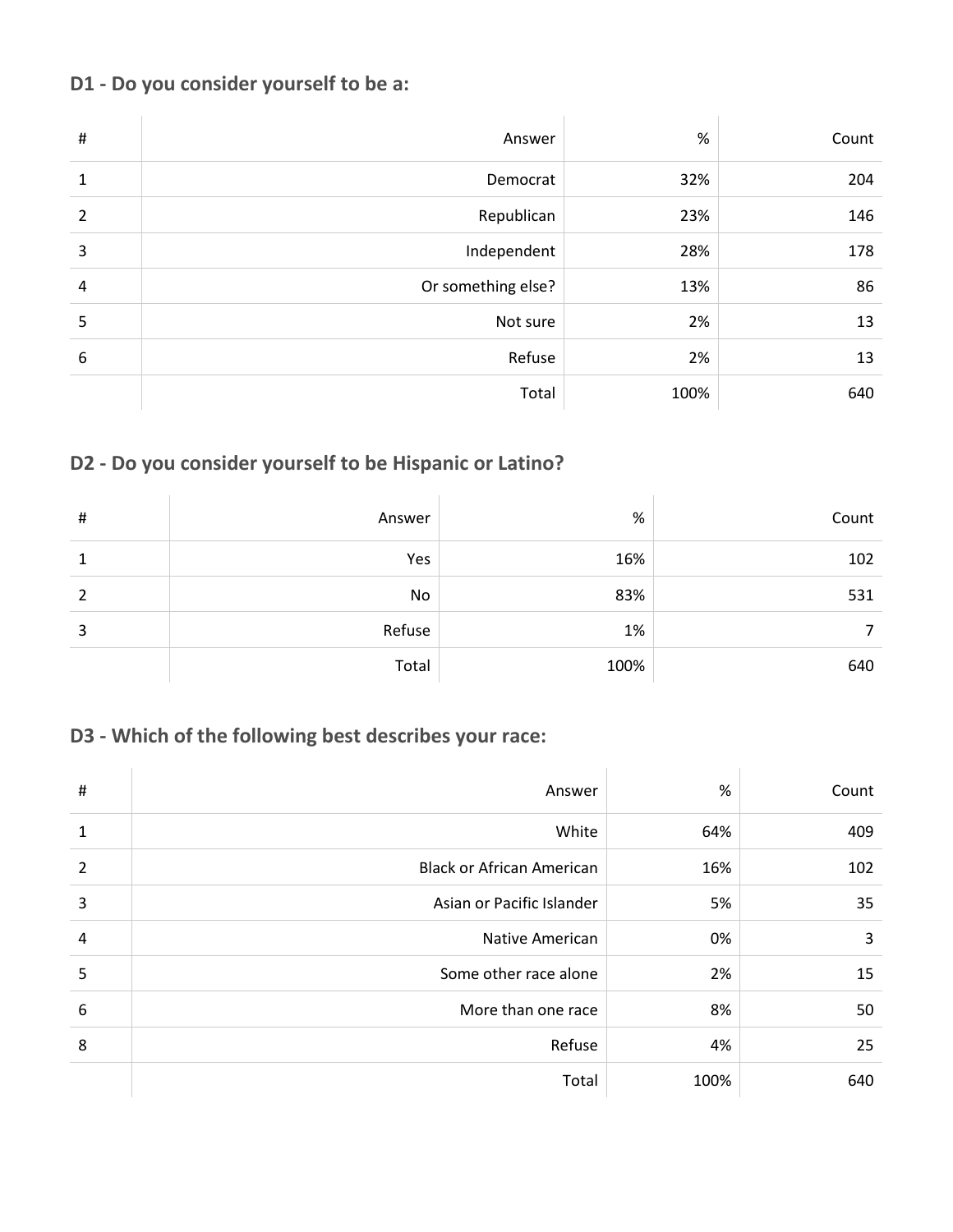## D1 - Do you consider yourself to be a:

| # | Answer | % | Count |
|---|---|---|---|
| 1 | Democrat | 32% | 204 |
| 2 | Republican | 23% | 146 |
| 3 | Independent | 28% | 178 |
| 4 | Or something else? | 13% | 86 |
| 5 | Not sure | 2% | 13 |
| 6 | Refuse | 2% | 13 |
| | Total | 100% | 640 |

## D2 - Do you consider yourself to be Hispanic or Latino?

| # | Answer | % | Count |
|---|---|---|---|
| 1 | Yes | 16% | 102 |
| 2 | No | 83% | 531 |
| 3 | Refuse | 1% | 7 |
| | Total | 100% | 640 |

## D3 - Which of the following best describes your race:

| # | Answer | % | Count |
|---|---|---|---|
| 1 | White | 64% | 409 |
| 2 | Black or African American | 16% | 102 |
| 3 | Asian or Pacific Islander | 5% | 35 |
| 4 | Native American | 0% | 3 |
| 5 | Some other race alone | 2% | 15 |
| 6 | More than one race | 8% | 50 |
| 8 | Refuse | 4% | 25 |
| | Total | 100% | 640 |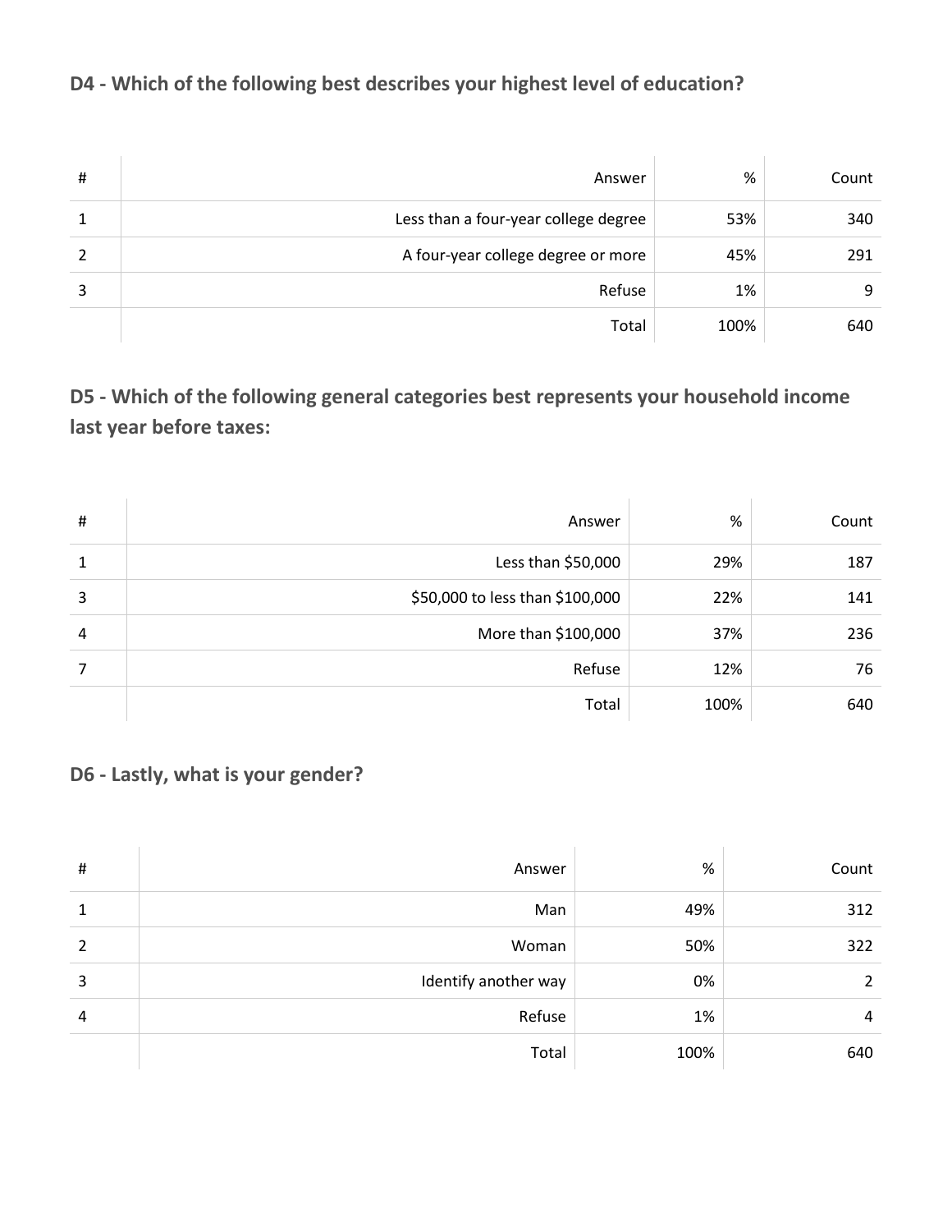## D4 - Which of the following best describes your highest level of education?

| # | Answer | % | Count |
|---|---|---|---|
| 1 | Less than a four-year college degree | 53% | 340 |
| 2 | A four-year college degree or more | 45% | 291 |
| 3 | Refuse | 1% | 9 |
| | Total | 100% | 640 |

## D5 - Which of the following general categories best represents your household income last year before taxes:

| # | Answer | % | Count |
|---|---|---|---|
| 1 | Less than $50,000 | 29% | 187 |
| 3 | $50,000 to less than $100,000 | 22% | 141 |
| 4 | More than $100,000 | 37% | 236 |
| 7 | Refuse | 12% | 76 |
| | Total | 100% | 640 |

## D6 - Lastly, what is your gender?

| # | Answer | % | Count |
|---|---|---|---|
| 1 | Man | 49% | 312 |
| 2 | Woman | 50% | 322 |
| 3 | Identify another way | 0% | 2 |
| 4 | Refuse | 1% | 4 |
| | Total | 100% | 640 |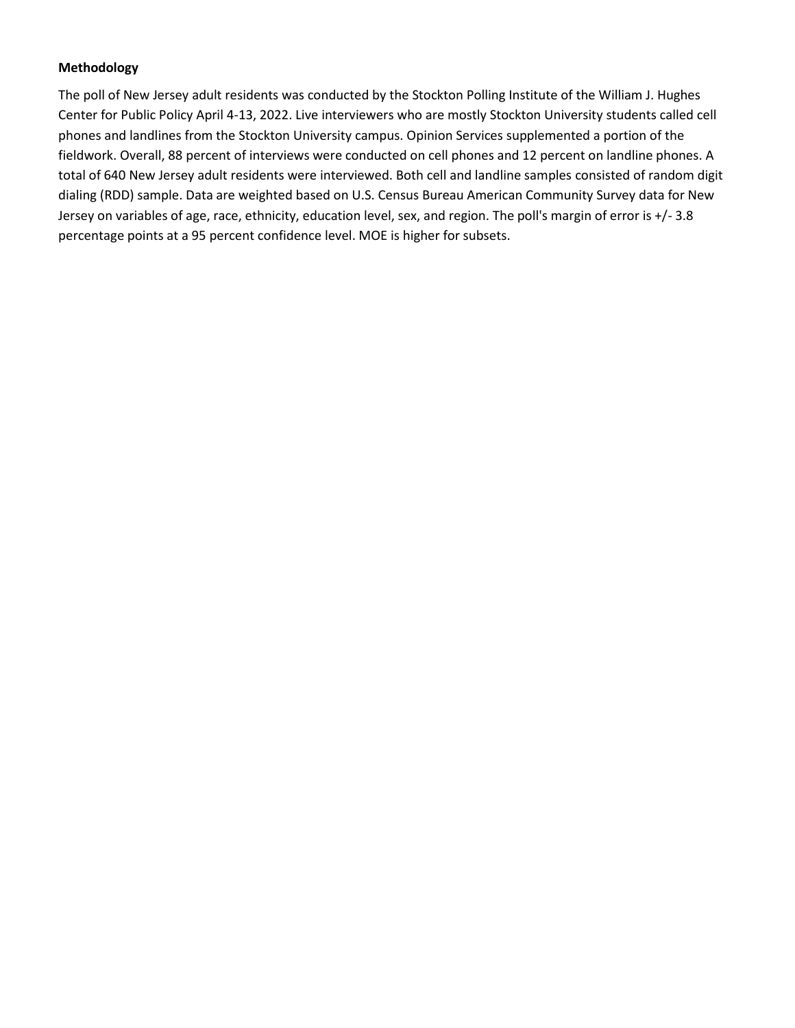**Methodology**

The poll of New Jersey adult residents was conducted by the Stockton Polling Institute of the William J. Hughes Center for Public Policy April 4-13, 2022. Live interviewers who are mostly Stockton University students called cell phones and landlines from the Stockton University campus. Opinion Services supplemented a portion of the fieldwork. Overall, 88 percent of interviews were conducted on cell phones and 12 percent on landline phones. A total of 640 New Jersey adult residents were interviewed. Both cell and landline samples consisted of random digit dialing (RDD) sample. Data are weighted based on U.S. Census Bureau American Community Survey data for New Jersey on variables of age, race, ethnicity, education level, sex, and region. The poll's margin of error is +/- 3.8 percentage points at a 95 percent confidence level. MOE is higher for subsets.